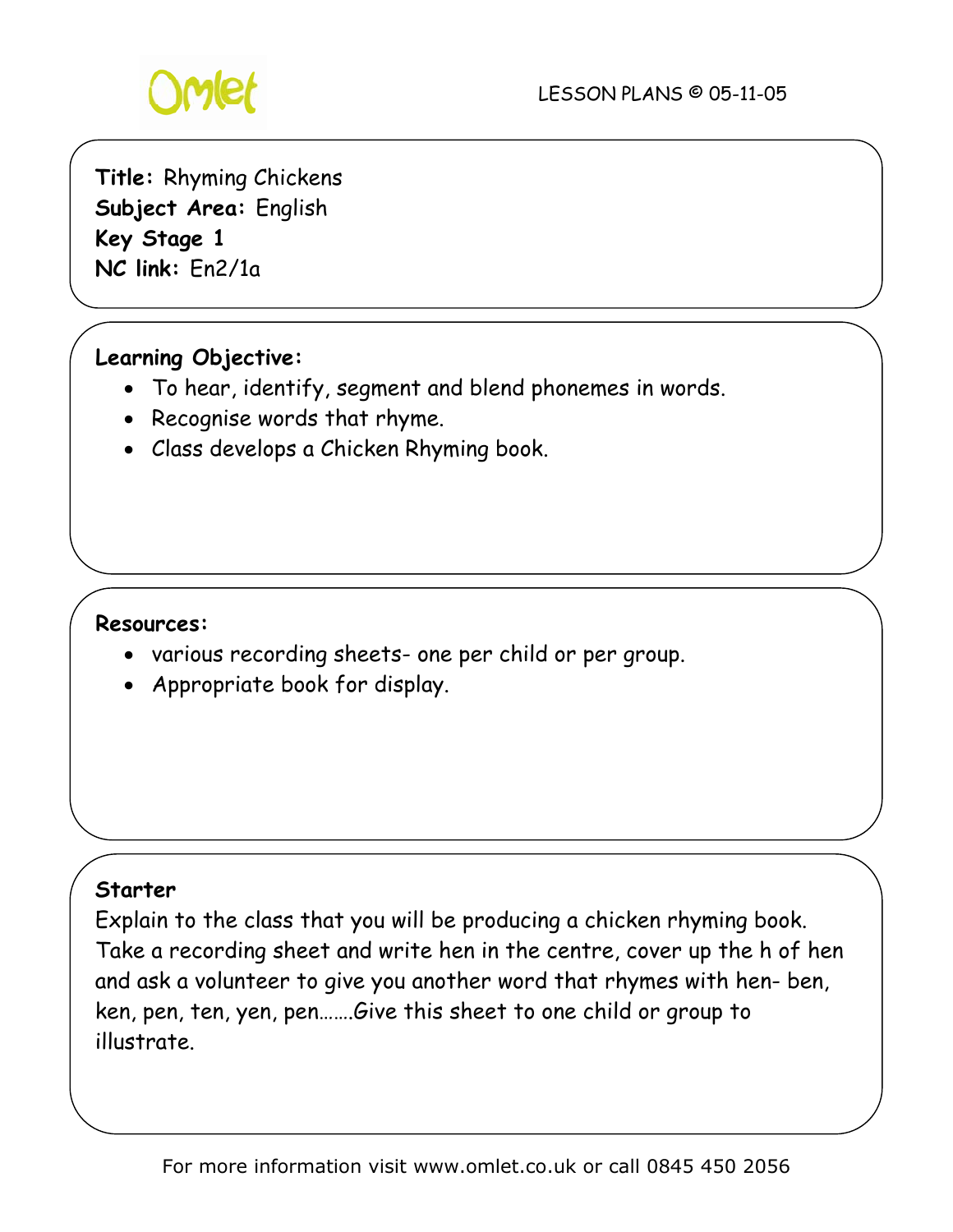**Title:** Rhyming Chickens
**Subject Area:** English
**Key Stage 1**
**NC link:** En2/1a

**Learning Objective:**

- To hear, identify, segment and blend phonemes in words.
- Recognise words that rhyme.
- Class develops a Chicken Rhyming book.

**Resources:**

- various recording sheets- one per child or per group.
- Appropriate book for display.

**Starter**

Explain to the class that you will be producing a chicken rhyming book. Take a recording sheet and write hen in the centre, cover up the h of hen and ask a volunteer to give you another word that rhymes with hen- ben, ken, pen, ten, yen, pen…….Give this sheet to one child or group to illustrate.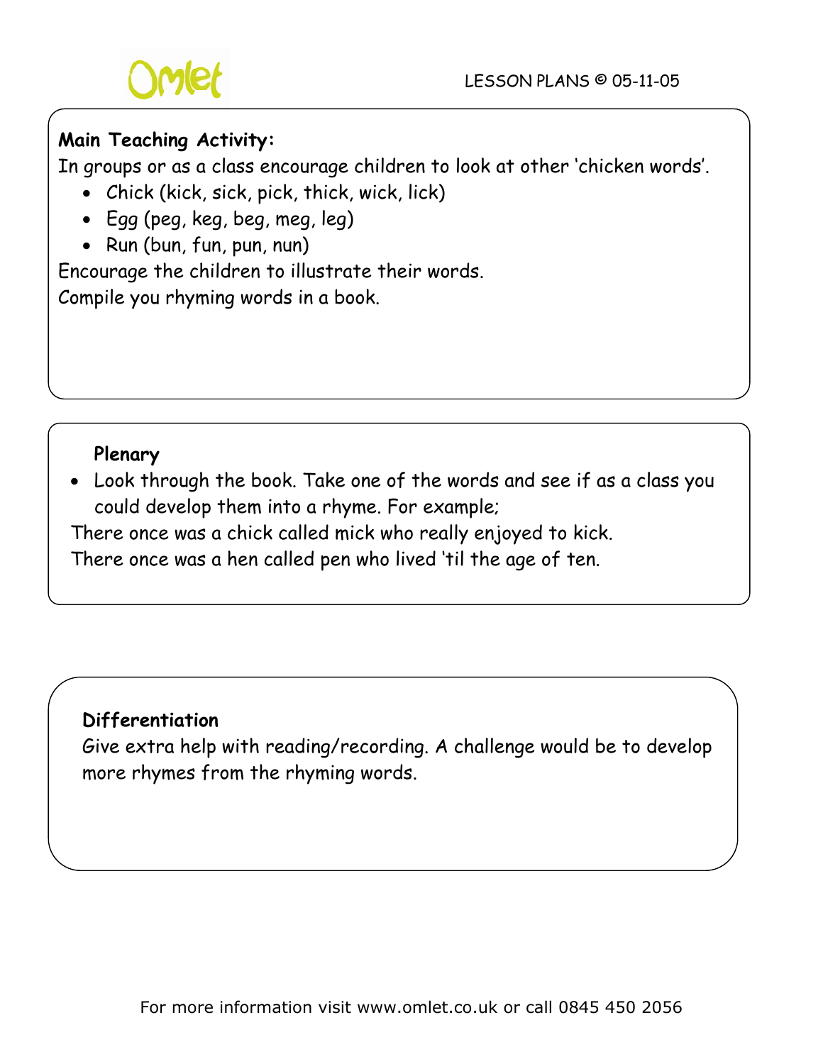**Main Teaching Activity:**

In groups or as a class encourage children to look at other 'chicken words'.

- Chick (kick, sick, pick, thick, wick, lick)
- Egg (peg, keg, beg, meg, leg)
- Run (bun, fun, pun, nun)

Encourage the children to illustrate their words.

Compile you rhyming words in a book.

**Plenary**

- Look through the book. Take one of the words and see if as a class you could develop them into a rhyme. For example;

There once was a chick called mick who really enjoyed to kick.

There once was a hen called pen who lived 'til the age of ten.

**Differentiation**

Give extra help with reading/recording. A challenge would be to develop more rhymes from the rhyming words.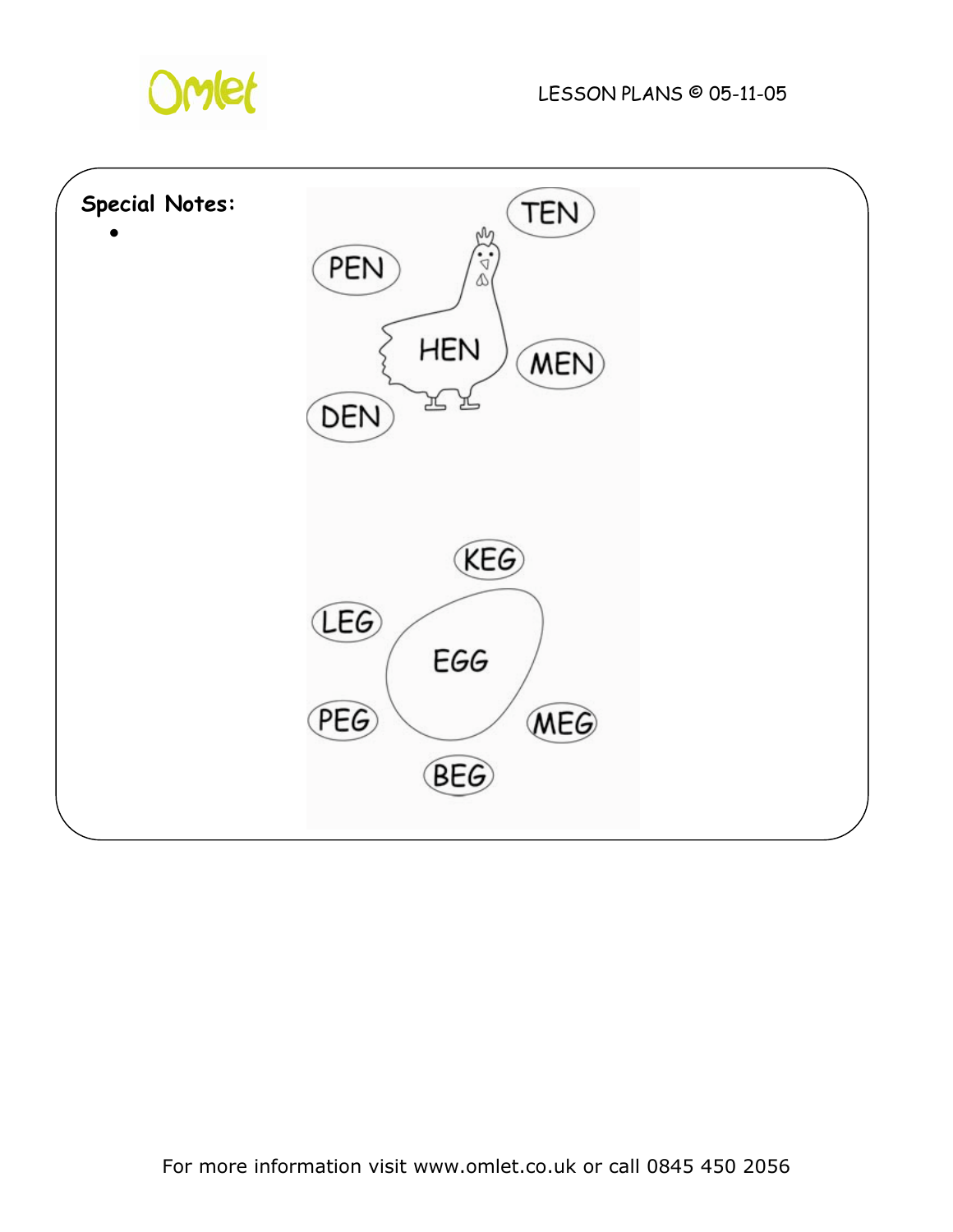**Special Notes:**

- 

TEN

PEN

HEN

MEN

DEN

KEG

LEG

EGG

PEG

MEG

BEG